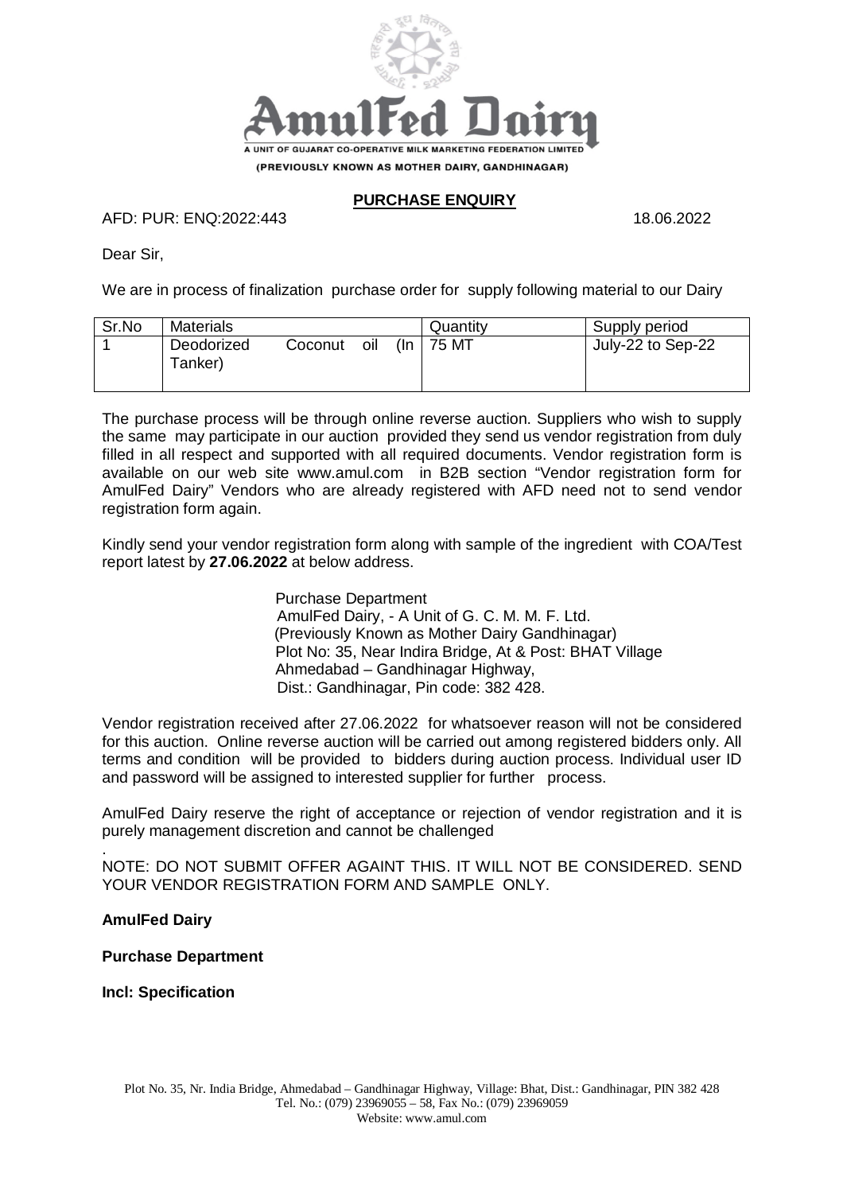# AmulFed Dairy

A UNIT OF GUJARAT CO-OPERATIVE MILK MARKETING FEDERATION LIMITED

(PREVIOUSLY KNOWN AS MOTHER DAIRY, GANDHINAGAR)

## PURCHASE ENQUIRY

AFD: PUR: ENQ:2022:443 18.06.2022

Dear Sir,

We are in process of finalization purchase order for supply following material to our Dairy

| Sr.No | Materials | Quantity | Supply period |
|---|---|---|---|
| 1 | Deodorized Coconut oil (In Tanker) | 75 MT | July-22 to Sep-22 |

The purchase process will be through online reverse auction. Suppliers who wish to supply the same may participate in our auction provided they send us vendor registration from duly filled in all respect and supported with all required documents. Vendor registration form is available on our web site www.amul.com in B2B section "Vendor registration form for AmulFed Dairy" Vendors who are already registered with AFD need not to send vendor registration form again.

Kindly send your vendor registration form along with sample of the ingredient with COA/Test report latest by **27.06.2022** at below address.

Purchase Department
AmulFed Dairy, - A Unit of G. C. M. M. F. Ltd.
(Previously Known as Mother Dairy Gandhinagar)
Plot No: 35, Near Indira Bridge, At & Post: BHAT Village
Ahmedabad – Gandhinagar Highway,
Dist.: Gandhinagar, Pin code: 382 428.

Vendor registration received after 27.06.2022 for whatsoever reason will not be considered for this auction. Online reverse auction will be carried out among registered bidders only. All terms and condition will be provided to bidders during auction process. Individual user ID and password will be assigned to interested supplier for further process.

AmulFed Dairy reserve the right of acceptance or rejection of vendor registration and it is purely management discretion and cannot be challenged

.

NOTE: DO NOT SUBMIT OFFER AGAINT THIS. IT WILL NOT BE CONSIDERED. SEND YOUR VENDOR REGISTRATION FORM AND SAMPLE ONLY.

**AmulFed Dairy**

**Purchase Department**

**Incl: Specification**

Plot No. 35, Nr. India Bridge, Ahmedabad – Gandhinagar Highway, Village: Bhat, Dist.: Gandhinagar, PIN 382 428
Tel. No.: (079) 23969055 – 58, Fax No.: (079) 23969059
Website: www.amul.com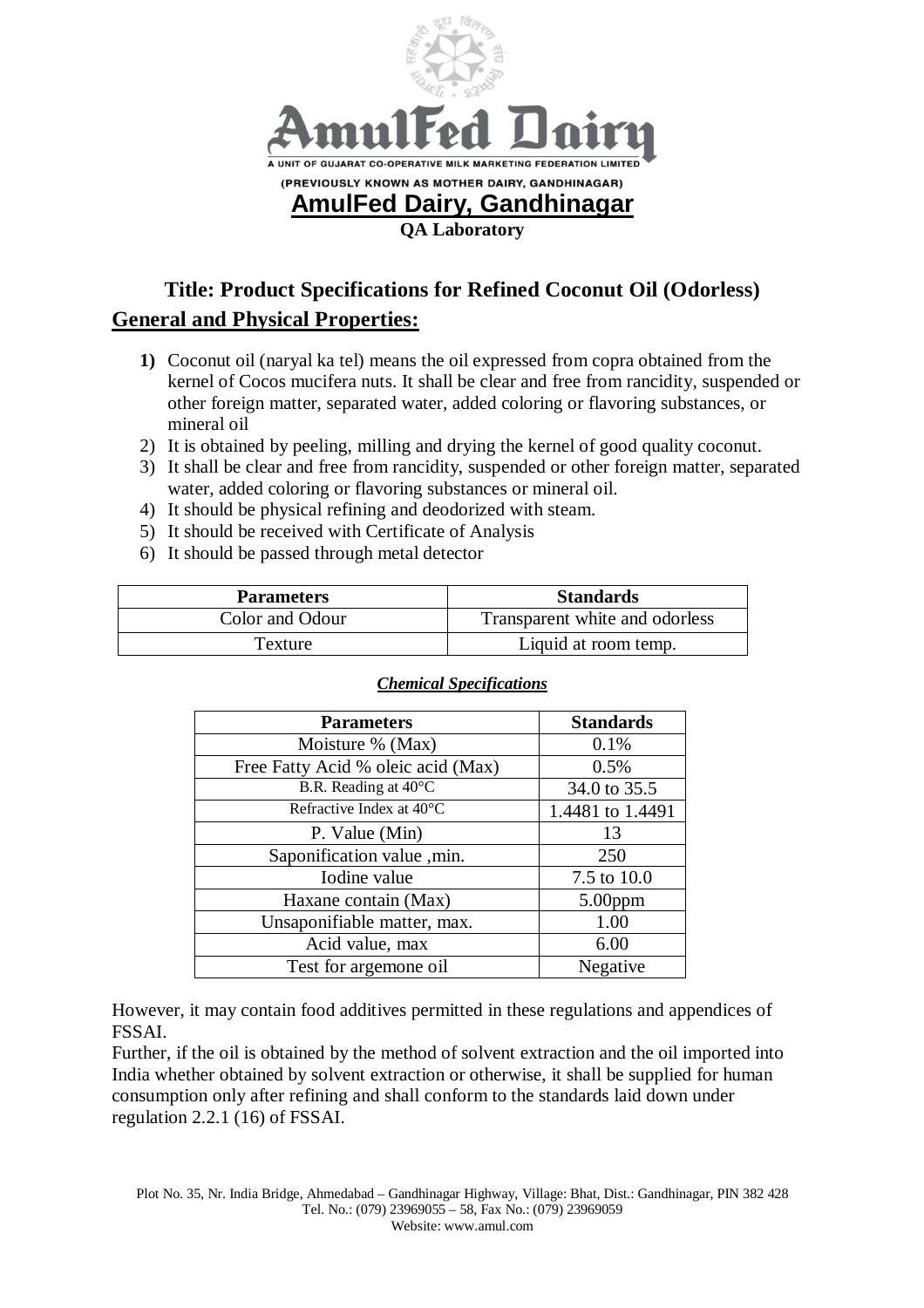AmulFed Dairy

A UNIT OF GUJARAT CO-OPERATIVE MILK MARKETING FEDERATION LIMITED

(PREVIOUSLY KNOWN AS MOTHER DAIRY, GANDHINAGAR)

**AmulFed Dairy, Gandhinagar**

**QA Laboratory**

# Title: Product Specifications for Refined Coconut Oil (Odorless)

## General and Physical Properties:

1) Coconut oil (naryal ka tel) means the oil expressed from copra obtained from the kernel of Cocos mucifera nuts. It shall be clear and free from rancidity, suspended or other foreign matter, separated water, added coloring or flavoring substances, or mineral oil
2) It is obtained by peeling, milling and drying the kernel of good quality coconut.
3) It shall be clear and free from rancidity, suspended or other foreign matter, separated water, added coloring or flavoring substances or mineral oil.
4) It should be physical refining and deodorized with steam.
5) It should be received with Certificate of Analysis
6) It should be passed through metal detector

| Parameters | Standards |
|---|---|
| Color and Odour | Transparent white and odorless |
| Texture | Liquid at room temp. |

***Chemical Specifications***

| Parameters | Standards |
|---|---|
| Moisture % (Max) | 0.1% |
| Free Fatty Acid % oleic acid (Max) | 0.5% |
| B.R. Reading at 40°C | 34.0 to 35.5 |
| Refractive Index at 40°C | 1.4481 to 1.4491 |
| P. Value (Min) | 13 |
| Saponification value ,min. | 250 |
| Iodine value | 7.5 to 10.0 |
| Haxane contain (Max) | 5.00ppm |
| Unsaponifiable matter, max. | 1.00 |
| Acid value, max | 6.00 |
| Test for argemone oil | Negative |

However, it may contain food additives permitted in these regulations and appendices of FSSAI.

Further, if the oil is obtained by the method of solvent extraction and the oil imported into India whether obtained by solvent extraction or otherwise, it shall be supplied for human consumption only after refining and shall conform to the standards laid down under regulation 2.2.1 (16) of FSSAI.

Plot No. 35, Nr. India Bridge, Ahmedabad – Gandhinagar Highway, Village: Bhat, Dist.: Gandhinagar, PIN 382 428
Tel. No.: (079) 23969055 – 58, Fax No.: (079) 23969059
Website: www.amul.com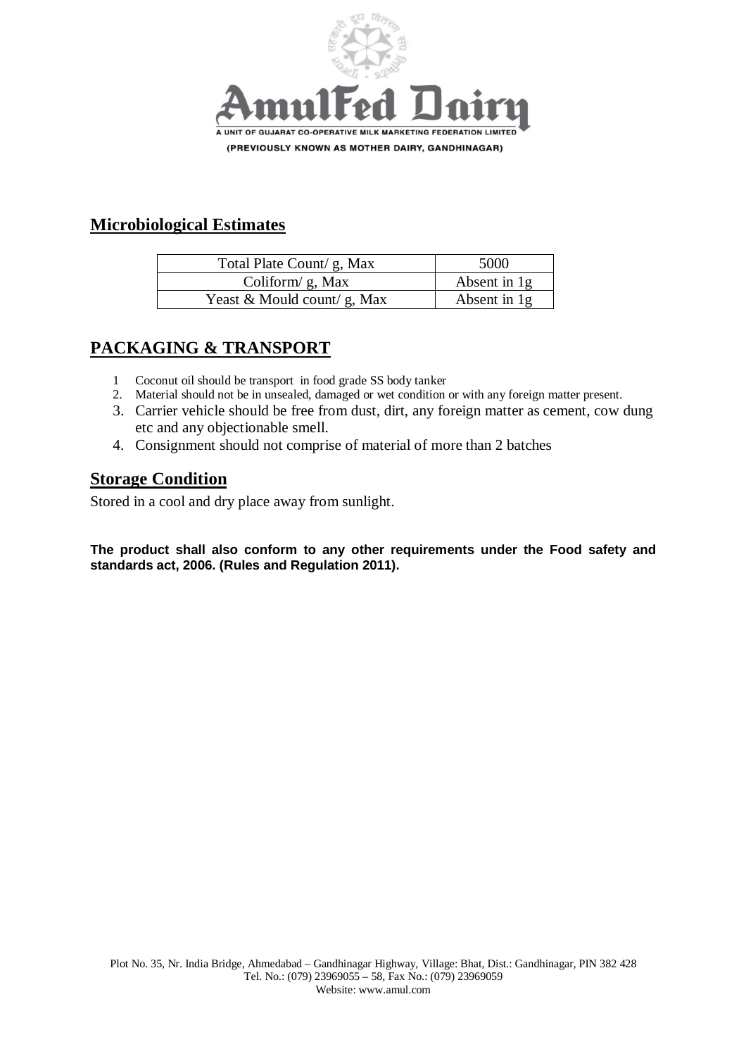## Microbiological Estimates

| | |
|---|---|
| Total Plate Count/ g, Max | 5000 |
| Coliform/ g, Max | Absent in 1g |
| Yeast & Mould count/ g, Max | Absent in 1g |

## PACKAGING & TRANSPORT

1. Coconut oil should be transport in food grade SS body tanker
2. Material should not be in unsealed, damaged or wet condition or with any foreign matter present.
3. Carrier vehicle should be free from dust, dirt, any foreign matter as cement, cow dung etc and any objectionable smell.
4. Consignment should not comprise of material of more than 2 batches

## Storage Condition

Stored in a cool and dry place away from sunlight.

**The product shall also conform to any other requirements under the Food safety and standards act, 2006. (Rules and Regulation 2011).**